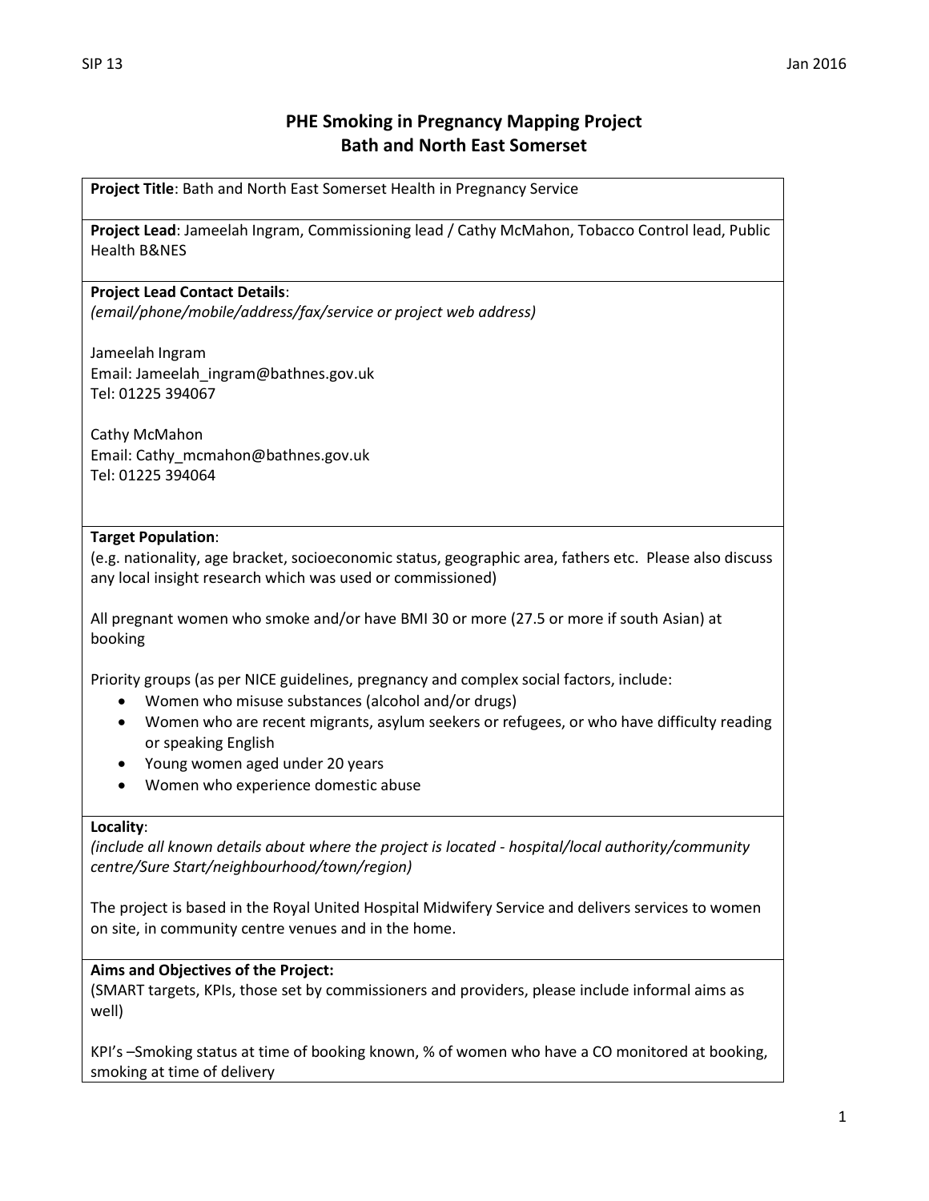# PHE Smoking in Pregnancy Mapping Project
## Bath and North East Somerset

**Project Title**: Bath and North East Somerset Health in Pregnancy Service

**Project Lead**: Jameelah Ingram, Commissioning lead / Cathy McMahon, Tobacco Control lead, Public Health B&NES

**Project Lead Contact Details**:
*(email/phone/mobile/address/fax/service or project web address)*

Jameelah Ingram
Email: Jameelah_ingram@bathnes.gov.uk
Tel: 01225 394067

Cathy McMahon
Email: Cathy_mcmahon@bathnes.gov.uk
Tel: 01225 394064

**Target Population**:
(e.g. nationality, age bracket, socioeconomic status, geographic area, fathers etc. Please also discuss any local insight research which was used or commissioned)

All pregnant women who smoke and/or have BMI 30 or more (27.5 or more if south Asian) at booking

Priority groups (as per NICE guidelines, pregnancy and complex social factors, include:

- Women who misuse substances (alcohol and/or drugs)
- Women who are recent migrants, asylum seekers or refugees, or who have difficulty reading or speaking English
- Young women aged under 20 years
- Women who experience domestic abuse

**Locality**:
*(include all known details about where the project is located - hospital/local authority/community centre/Sure Start/neighbourhood/town/region)*

The project is based in the Royal United Hospital Midwifery Service and delivers services to women on site, in community centre venues and in the home.

**Aims and Objectives of the Project:**
(SMART targets, KPIs, those set by commissioners and providers, please include informal aims as well)

KPI's –Smoking status at time of booking known, % of women who have a CO monitored at booking, smoking at time of delivery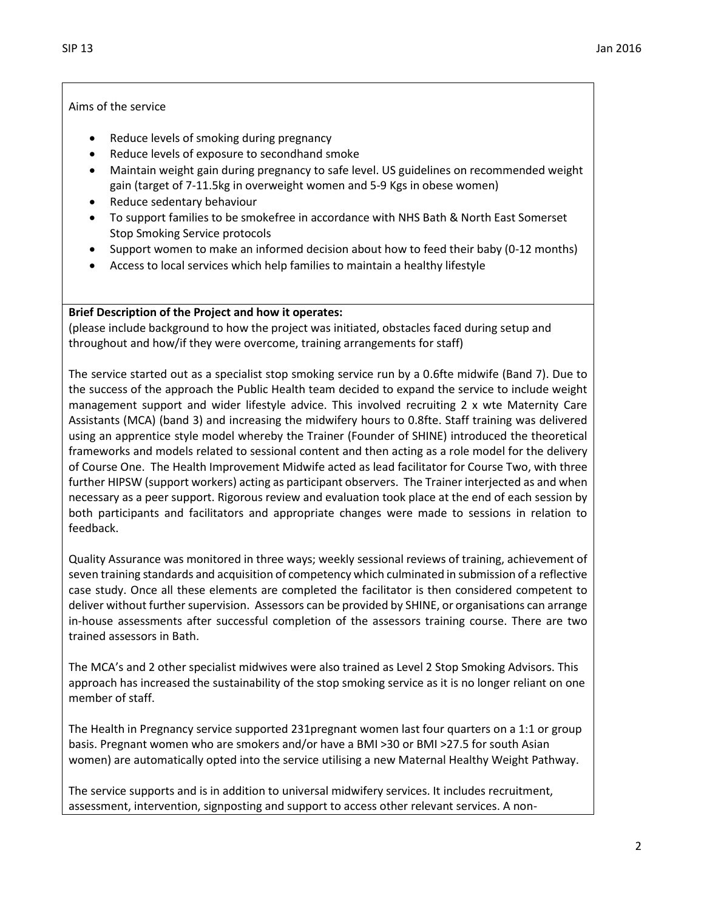Aims of the service

- Reduce levels of smoking during pregnancy
- Reduce levels of exposure to secondhand smoke
- Maintain weight gain during pregnancy to safe level. US guidelines on recommended weight gain (target of 7-11.5kg in overweight women and 5-9 Kgs in obese women)
- Reduce sedentary behaviour
- To support families to be smokefree in accordance with NHS Bath & North East Somerset Stop Smoking Service protocols
- Support women to make an informed decision about how to feed their baby (0-12 months)
- Access to local services which help families to maintain a healthy lifestyle

**Brief Description of the Project and how it operates:**
(please include background to how the project was initiated, obstacles faced during setup and throughout and how/if they were overcome, training arrangements for staff)

The service started out as a specialist stop smoking service run by a 0.6fte midwife (Band 7). Due to the success of the approach the Public Health team decided to expand the service to include weight management support and wider lifestyle advice. This involved recruiting 2 x wte Maternity Care Assistants (MCA) (band 3) and increasing the midwifery hours to 0.8fte. Staff training was delivered using an apprentice style model whereby the Trainer (Founder of SHINE) introduced the theoretical frameworks and models related to sessional content and then acting as a role model for the delivery of Course One. The Health Improvement Midwife acted as lead facilitator for Course Two, with three further HIPSW (support workers) acting as participant observers. The Trainer interjected as and when necessary as a peer support. Rigorous review and evaluation took place at the end of each session by both participants and facilitators and appropriate changes were made to sessions in relation to feedback.

Quality Assurance was monitored in three ways; weekly sessional reviews of training, achievement of seven training standards and acquisition of competency which culminated in submission of a reflective case study. Once all these elements are completed the facilitator is then considered competent to deliver without further supervision. Assessors can be provided by SHINE, or organisations can arrange in-house assessments after successful completion of the assessors training course. There are two trained assessors in Bath.

The MCA's and 2 other specialist midwives were also trained as Level 2 Stop Smoking Advisors. This approach has increased the sustainability of the stop smoking service as it is no longer reliant on one member of staff.

The Health in Pregnancy service supported 231pregnant women last four quarters on a 1:1 or group basis. Pregnant women who are smokers and/or have a BMI >30 or BMI >27.5 for south Asian women) are automatically opted into the service utilising a new Maternal Healthy Weight Pathway.

The service supports and is in addition to universal midwifery services. It includes recruitment, assessment, intervention, signposting and support to access other relevant services. A non-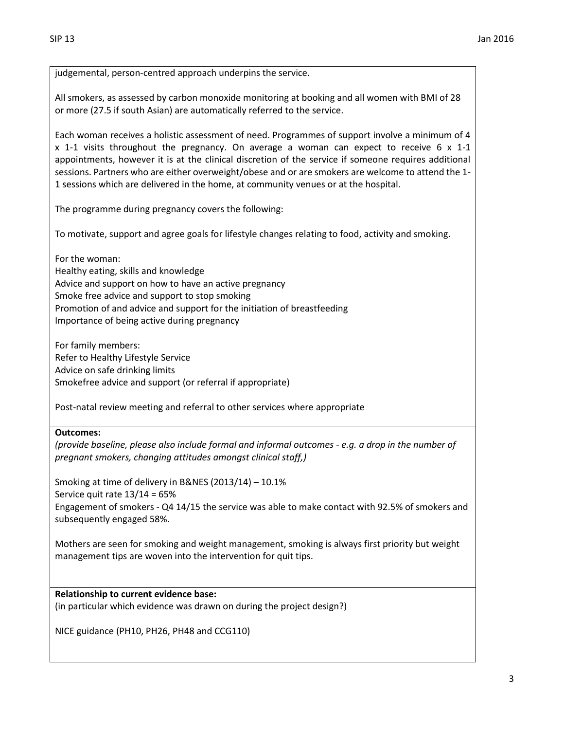judgemental, person-centred approach underpins the service.

All smokers, as assessed by carbon monoxide monitoring at booking and all women with BMI of 28 or more (27.5 if south Asian) are automatically referred to the service.

Each woman receives a holistic assessment of need. Programmes of support involve a minimum of 4 x 1-1 visits throughout the pregnancy. On average a woman can expect to receive 6 x 1-1 appointments, however it is at the clinical discretion of the service if someone requires additional sessions. Partners who are either overweight/obese and or are smokers are welcome to attend the 1-1 sessions which are delivered in the home, at community venues or at the hospital.

The programme during pregnancy covers the following:

To motivate, support and agree goals for lifestyle changes relating to food, activity and smoking.

For the woman:
Healthy eating, skills and knowledge
Advice and support on how to have an active pregnancy
Smoke free advice and support to stop smoking
Promotion of and advice and support for the initiation of breastfeeding
Importance of being active during pregnancy

For family members:
Refer to Healthy Lifestyle Service
Advice on safe drinking limits
Smokefree advice and support (or referral if appropriate)

Post-natal review meeting and referral to other services where appropriate

**Outcomes:**
*(provide baseline, please also include formal and informal outcomes - e.g. a drop in the number of pregnant smokers, changing attitudes amongst clinical staff,)*

Smoking at time of delivery in B&NES (2013/14) – 10.1%
Service quit rate 13/14 = 65%
Engagement of smokers - Q4 14/15 the service was able to make contact with 92.5% of smokers and subsequently engaged 58%.

Mothers are seen for smoking and weight management, smoking is always first priority but weight management tips are woven into the intervention for quit tips.

**Relationship to current evidence base:**
(in particular which evidence was drawn on during the project design?)

NICE guidance (PH10, PH26, PH48 and CCG110)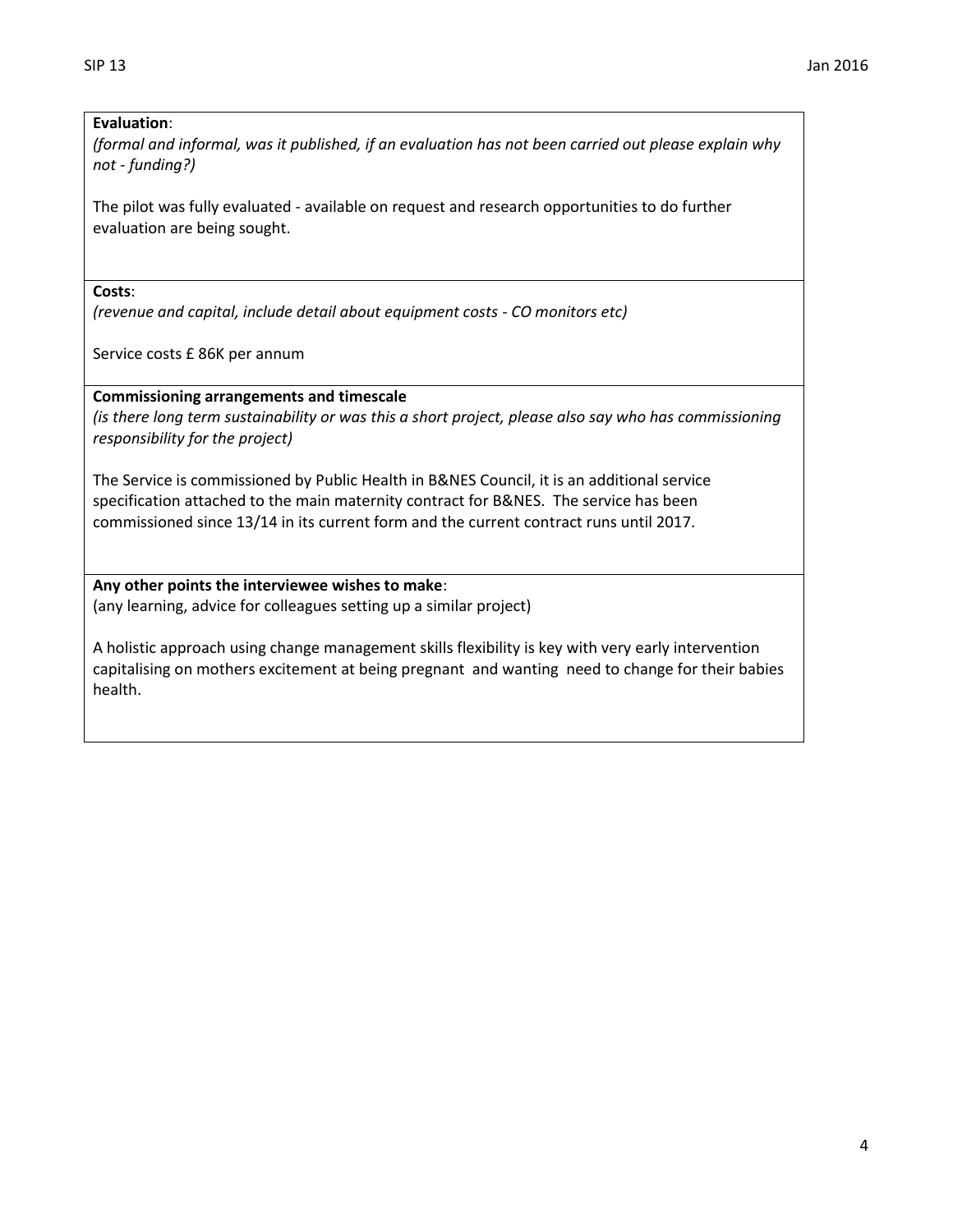**Evaluation**:
*(formal and informal, was it published, if an evaluation has not been carried out please explain why not - funding?)*

The pilot was fully evaluated - available on request and research opportunities to do further evaluation are being sought.

**Costs**:
*(revenue and capital, include detail about equipment costs - CO monitors etc)*

Service costs £ 86K per annum

**Commissioning arrangements and timescale**
*(is there long term sustainability or was this a short project, please also say who has commissioning responsibility for the project)*

The Service is commissioned by Public Health in B&NES Council, it is an additional service specification attached to the main maternity contract for B&NES. The service has been commissioned since 13/14 in its current form and the current contract runs until 2017.

**Any other points the interviewee wishes to make**:
(any learning, advice for colleagues setting up a similar project)

A holistic approach using change management skills flexibility is key with very early intervention capitalising on mothers excitement at being pregnant and wanting need to change for their babies health.